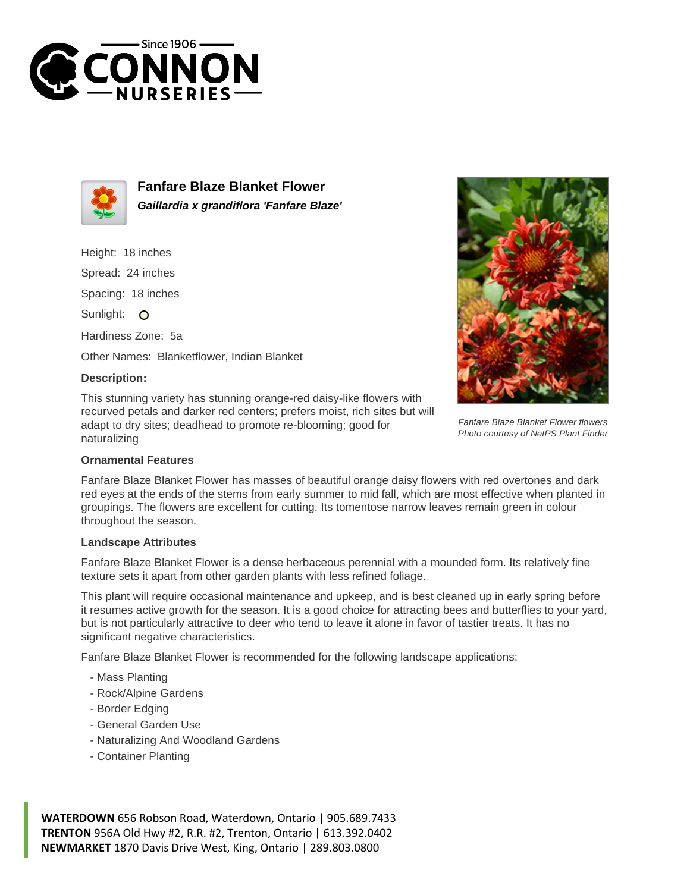# Fanfare Blaze Blanket Flower

***Gaillardia x grandiflora 'Fanfare Blaze'***

Height: 18 inches

Spread: 24 inches

Spacing: 18 inches

Sunlight: O

Hardiness Zone: 5a

Other Names: Blanketflower, Indian Blanket

**Description:**

This stunning variety has stunning orange-red daisy-like flowers with recurved petals and darker red centers; prefers moist, rich sites but will adapt to dry sites; deadhead to promote re-blooming; good for naturalizing

*Fanfare Blaze Blanket Flower flowers*
*Photo courtesy of NetPS Plant Finder*

### Ornamental Features

Fanfare Blaze Blanket Flower has masses of beautiful orange daisy flowers with red overtones and dark red eyes at the ends of the stems from early summer to mid fall, which are most effective when planted in groupings. The flowers are excellent for cutting. Its tomentose narrow leaves remain green in colour throughout the season.

### Landscape Attributes

Fanfare Blaze Blanket Flower is a dense herbaceous perennial with a mounded form. Its relatively fine texture sets it apart from other garden plants with less refined foliage.

This plant will require occasional maintenance and upkeep, and is best cleaned up in early spring before it resumes active growth for the season. It is a good choice for attracting bees and butterflies to your yard, but is not particularly attractive to deer who tend to leave it alone in favor of tastier treats. It has no significant negative characteristics.

Fanfare Blaze Blanket Flower is recommended for the following landscape applications;

- Mass Planting
- Rock/Alpine Gardens
- Border Edging
- General Garden Use
- Naturalizing And Woodland Gardens
- Container Planting

**WATERDOWN** 656 Robson Road, Waterdown, Ontario | 905.689.7433
**TRENTON** 956A Old Hwy #2, R.R. #2, Trenton, Ontario | 613.392.0402
**NEWMARKET** 1870 Davis Drive West, King, Ontario | 289.803.0800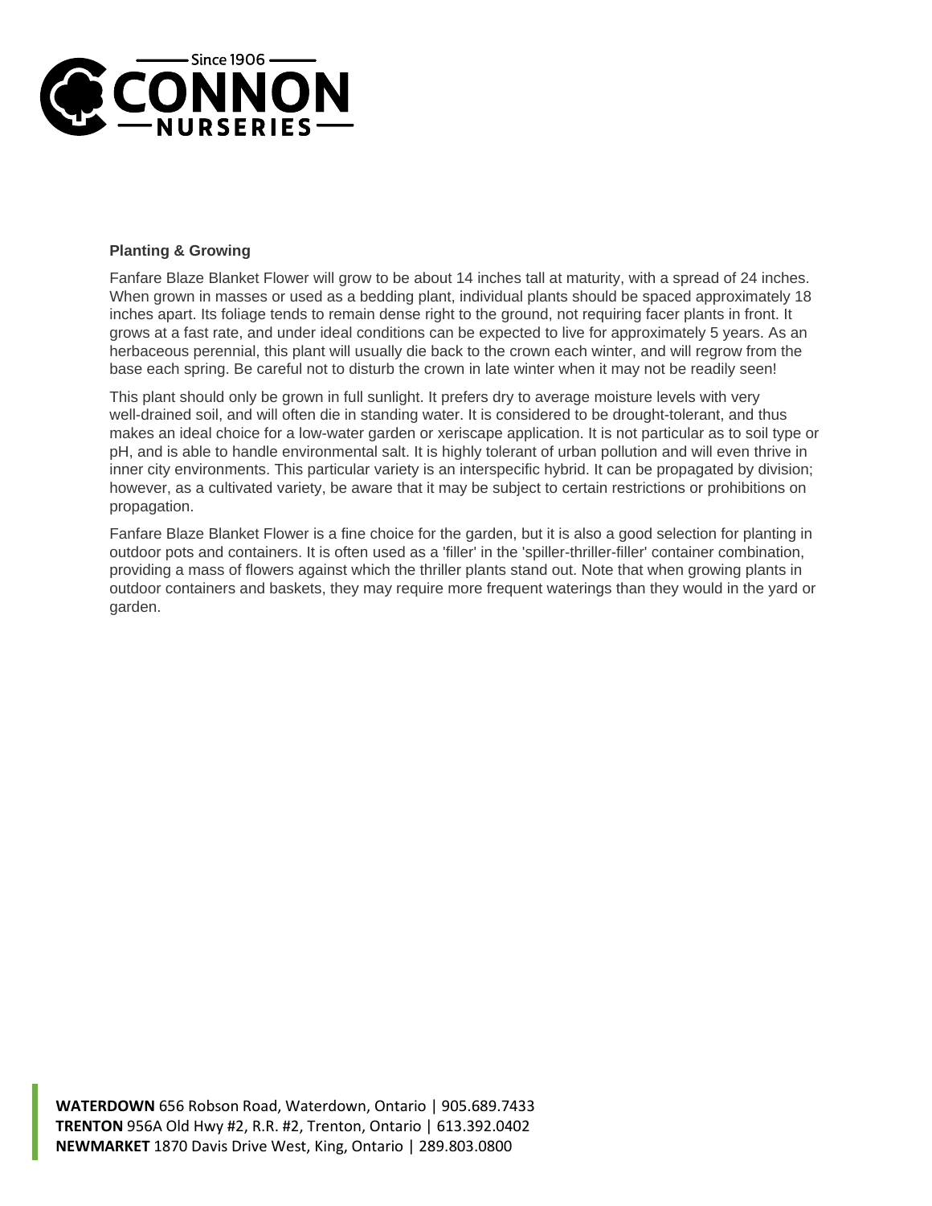### Planting & Growing

Fanfare Blaze Blanket Flower will grow to be about 14 inches tall at maturity, with a spread of 24 inches. When grown in masses or used as a bedding plant, individual plants should be spaced approximately 18 inches apart. Its foliage tends to remain dense right to the ground, not requiring facer plants in front. It grows at a fast rate, and under ideal conditions can be expected to live for approximately 5 years. As an herbaceous perennial, this plant will usually die back to the crown each winter, and will regrow from the base each spring. Be careful not to disturb the crown in late winter when it may not be readily seen!

This plant should only be grown in full sunlight. It prefers dry to average moisture levels with very well-drained soil, and will often die in standing water. It is considered to be drought-tolerant, and thus makes an ideal choice for a low-water garden or xeriscape application. It is not particular as to soil type or pH, and is able to handle environmental salt. It is highly tolerant of urban pollution and will even thrive in inner city environments. This particular variety is an interspecific hybrid. It can be propagated by division; however, as a cultivated variety, be aware that it may be subject to certain restrictions or prohibitions on propagation.

Fanfare Blaze Blanket Flower is a fine choice for the garden, but it is also a good selection for planting in outdoor pots and containers. It is often used as a 'filler' in the 'spiller-thriller-filler' container combination, providing a mass of flowers against which the thriller plants stand out. Note that when growing plants in outdoor containers and baskets, they may require more frequent waterings than they would in the yard or garden.